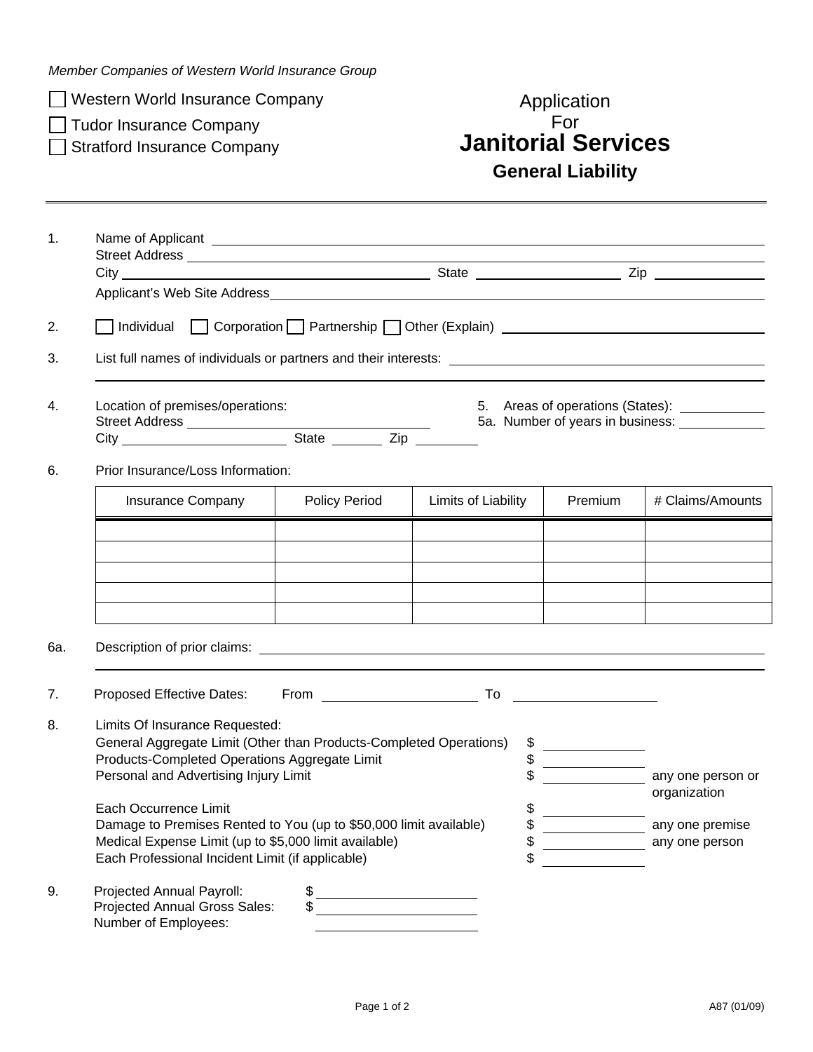*Member Companies of Western World Insurance Group*

☐ Western World Insurance Company
☐ Tudor Insurance Company
☐ Stratford Insurance Company

# Application For Janitorial Services

## General Liability

---

1. Name of Applicant ____________________
   Street Address ____________________
   City ____________________ State ____________________ Zip ____________________
   Applicant's Web Site Address ____________________

2. ☐ Individual ☐ Corporation ☐ Partnership ☐ Other (Explain) ____________________

3. List full names of individuals or partners and their interests: ____________________

4. Location of premises/operations:
   Street Address ____________________
   City ____________________ State ________ Zip ________

5. Areas of operations (States): ____________

5a. Number of years in business: ____________

6. Prior Insurance/Loss Information:

| Insurance Company | Policy Period | Limits of Liability | Premium | # Claims/Amounts |
|---|---|---|---|---|
| | | | | |
| | | | | |
| | | | | |
| | | | | |
| | | | | |

6a. Description of prior claims: ____________________

7. Proposed Effective Dates: From ____________________ To ____________________

8. Limits Of Insurance Requested:
   General Aggregate Limit (Other than Products-Completed Operations) $ ____________
   Products-Completed Operations Aggregate Limit $ ____________
   Personal and Advertising Injury Limit $ ____________ any one person or organization

   Each Occurrence Limit $ ____________
   Damage to Premises Rented to You (up to $50,000 limit available) $ ____________ any one premise
   Medical Expense Limit (up to $5,000 limit available) $ ____________ any one person
   Each Professional Incident Limit (if applicable) $ ____________

9. Projected Annual Payroll: $ ____________________
   Projected Annual Gross Sales: $ ____________________
   Number of Employees: ____________________

A87 (01/09)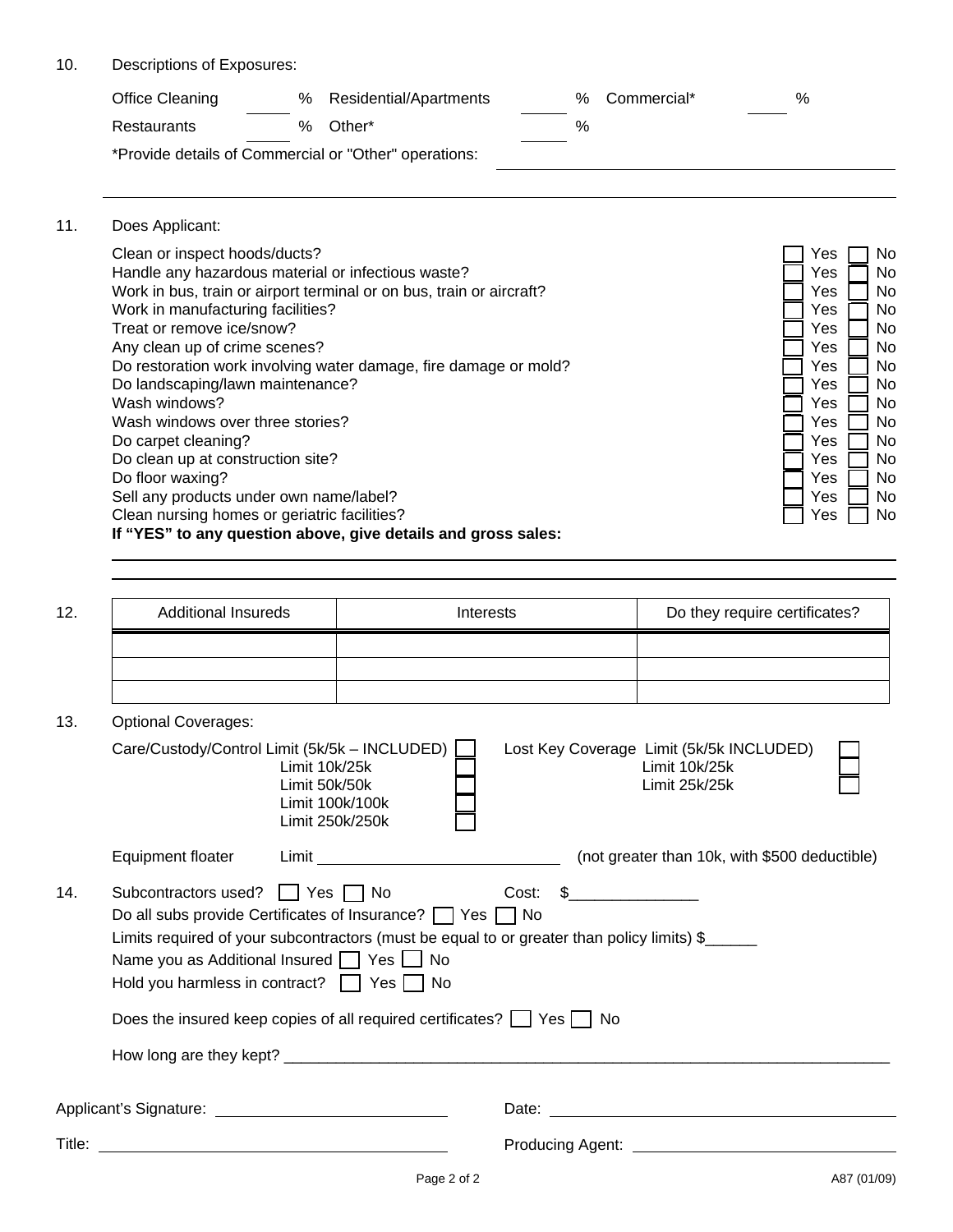10. Descriptions of Exposures:

Office Cleaning ____ % Residential/Apartments ____ % Commercial* ____ %

Restaurants ____ % Other* ____ %

*Provide details of Commercial or "Other" operations: ________________________________________

________________________________________________________________________________

11. Does Applicant:

| | |
|---|---|
| Clean or inspect hoods/ducts? | ☐ Yes ☐ No |
| Handle any hazardous material or infectious waste? | ☐ Yes ☐ No |
| Work in bus, train or airport terminal or on bus, train or aircraft? | ☐ Yes ☐ No |
| Work in manufacturing facilities? | ☐ Yes ☐ No |
| Treat or remove ice/snow? | ☐ Yes ☐ No |
| Any clean up of crime scenes? | ☐ Yes ☐ No |
| Do restoration work involving water damage, fire damage or mold? | ☐ Yes ☐ No |
| Do landscaping/lawn maintenance? | ☐ Yes ☐ No |
| Wash windows? | ☐ Yes ☐ No |
| Wash windows over three stories? | ☐ Yes ☐ No |
| Do carpet cleaning? | ☐ Yes ☐ No |
| Do clean up at construction site? | ☐ Yes ☐ No |
| Do floor waxing? | ☐ Yes ☐ No |
| Sell any products under own name/label? | ☐ Yes ☐ No |
| Clean nursing homes or geriatric facilities? | ☐ Yes ☐ No |

**If "YES" to any question above, give details and gross sales:**

________________________________________________________________________________

________________________________________________________________________________

12.

| Additional Insureds | Interests | Do they require certificates? |
|---|---|---|
| | | |
| | | |
| | | |

13. Optional Coverages:

Care/Custody/Control Limit (5k/5k – INCLUDED) ☐
- Limit 10k/25k ☐
- Limit 50k/50k ☐
- Limit 100k/100k ☐
- Limit 250k/250k ☐

Lost Key Coverage Limit (5k/5k INCLUDED) ☐
- Limit 10k/25k ☐
- Limit 25k/25k ☐

Equipment floater Limit ____________________ (not greater than 10k, with $500 deductible)

14. Subcontractors used? ☐ Yes ☐ No Cost: $_______________

Do all subs provide Certificates of Insurance? ☐ Yes ☐ No

Limits required of your subcontractors (must be equal to or greater than policy limits) $______

Name you as Additional Insured ☐ Yes ☐ No

Hold you harmless in contract? ☐ Yes ☐ No

Does the insured keep copies of all required certificates? ☐ Yes ☐ No

How long are they kept? ________________________________________________________________

Applicant's Signature: ____________________ Date: ____________________

Title: ____________________ Producing Agent: ____________________

A87 (01/09)